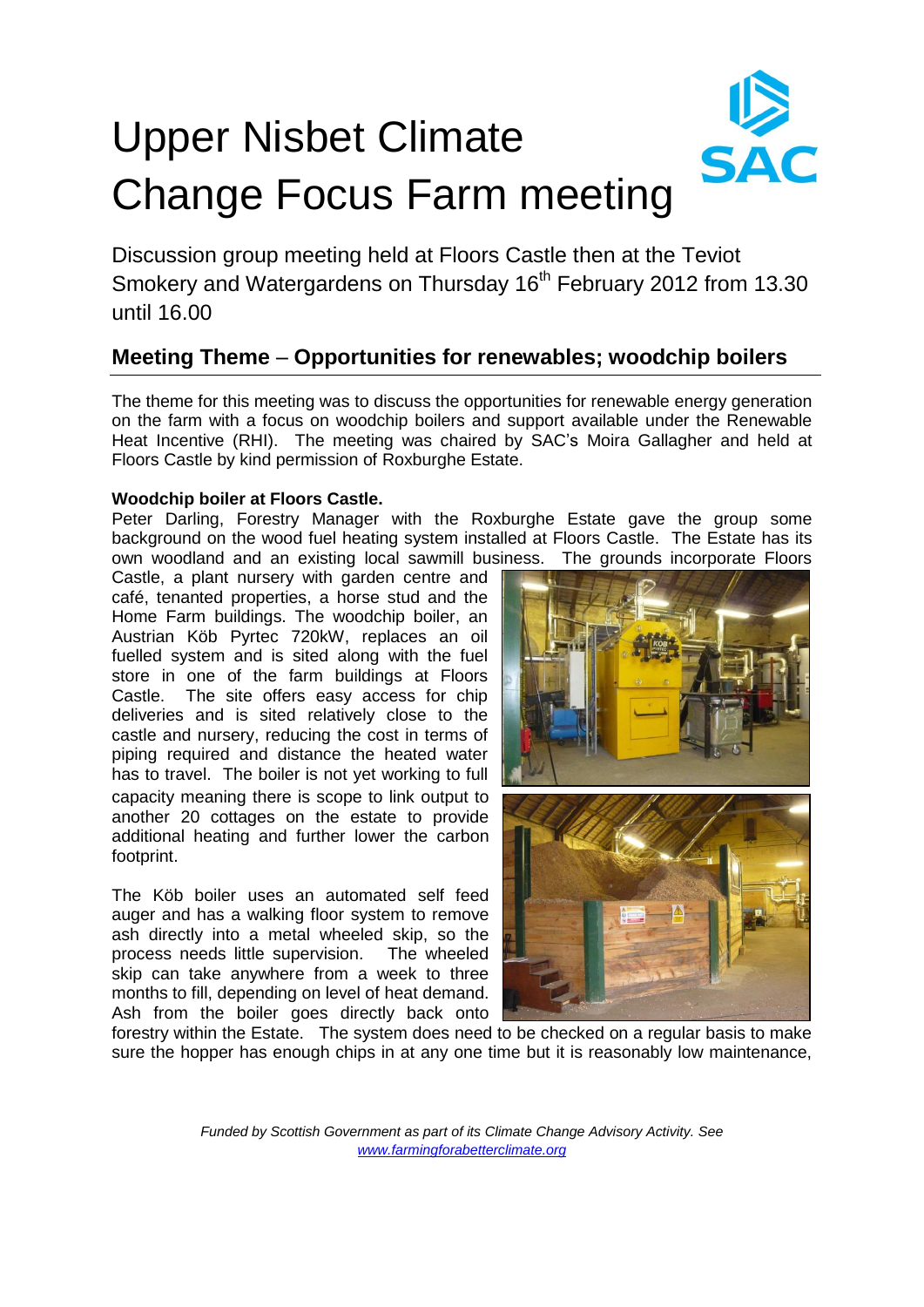# Upper Nisbet Climate Change Focus Farm meeting

Discussion group meeting held at Floors Castle then at the Teviot Smokery and Watergardens on Thursday 16th February 2012 from 13.30 until 16.00

## Meeting Theme – Opportunities for renewables; woodchip boilers

The theme for this meeting was to discuss the opportunities for renewable energy generation on the farm with a focus on woodchip boilers and support available under the Renewable Heat Incentive (RHI). The meeting was chaired by SAC's Moira Gallagher and held at Floors Castle by kind permission of Roxburghe Estate.

**Woodchip boiler at Floors Castle.**

Peter Darling, Forestry Manager with the Roxburghe Estate gave the group some background on the wood fuel heating system installed at Floors Castle. The Estate has its own woodland and an existing local sawmill business. The grounds incorporate Floors Castle, a plant nursery with garden centre and café, tenanted properties, a horse stud and the Home Farm buildings. The woodchip boiler, an Austrian Köb Pyrtec 720kW, replaces an oil fuelled system and is sited along with the fuel store in one of the farm buildings at Floors Castle. The site offers easy access for chip deliveries and is sited relatively close to the castle and nursery, reducing the cost in terms of piping required and distance the heated water has to travel. The boiler is not yet working to full capacity meaning there is scope to link output to another 20 cottages on the estate to provide additional heating and further lower the carbon footprint.

The Köb boiler uses an automated self feed auger and has a walking floor system to remove ash directly into a metal wheeled skip, so the process needs little supervision. The wheeled skip can take anywhere from a week to three months to fill, depending on level of heat demand. Ash from the boiler goes directly back onto forestry within the Estate. The system does need to be checked on a regular basis to make sure the hopper has enough chips in at any one time but it is reasonably low maintenance,

*Funded by Scottish Government as part of its Climate Change Advisory Activity. See www.farmingforabetterclimate.org*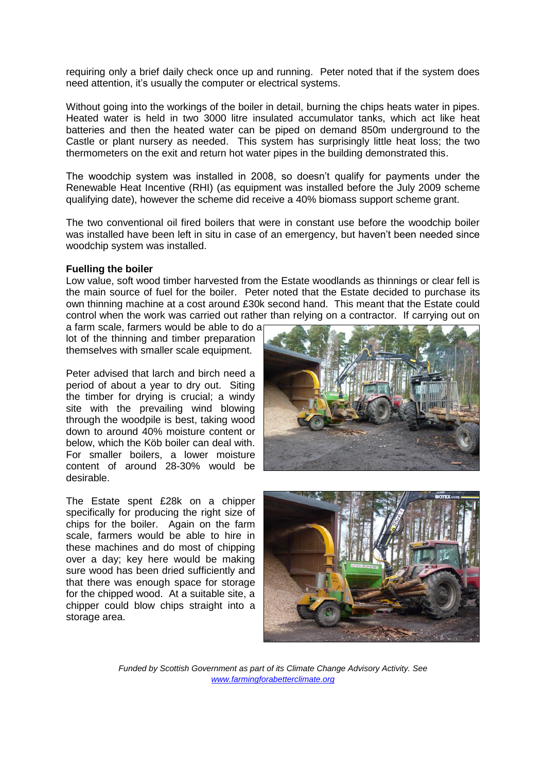requiring only a brief daily check once up and running. Peter noted that if the system does need attention, it's usually the computer or electrical systems.

Without going into the workings of the boiler in detail, burning the chips heats water in pipes. Heated water is held in two 3000 litre insulated accumulator tanks, which act like heat batteries and then the heated water can be piped on demand 850m underground to the Castle or plant nursery as needed. This system has surprisingly little heat loss; the two thermometers on the exit and return hot water pipes in the building demonstrated this.

The woodchip system was installed in 2008, so doesn't qualify for payments under the Renewable Heat Incentive (RHI) (as equipment was installed before the July 2009 scheme qualifying date), however the scheme did receive a 40% biomass support scheme grant.

The two conventional oil fired boilers that were in constant use before the woodchip boiler was installed have been left in situ in case of an emergency, but haven't been needed since woodchip system was installed.

**Fuelling the boiler**

Low value, soft wood timber harvested from the Estate woodlands as thinnings or clear fell is the main source of fuel for the boiler. Peter noted that the Estate decided to purchase its own thinning machine at a cost around £30k second hand. This meant that the Estate could control when the work was carried out rather than relying on a contractor. If carrying out on a farm scale, farmers would be able to do a lot of the thinning and timber preparation themselves with smaller scale equipment.

Peter advised that larch and birch need a period of about a year to dry out. Siting the timber for drying is crucial; a windy site with the prevailing wind blowing through the woodpile is best, taking wood down to around 40% moisture content or below, which the Köb boiler can deal with. For smaller boilers, a lower moisture content of around 28-30% would be desirable.

The Estate spent £28k on a chipper specifically for producing the right size of chips for the boiler. Again on the farm scale, farmers would be able to hire in these machines and do most of chipping over a day; key here would be making sure wood has been dried sufficiently and that there was enough space for storage for the chipped wood. At a suitable site, a chipper could blow chips straight into a storage area.

*Funded by Scottish Government as part of its Climate Change Advisory Activity. See [www.farmingforabetterclimate.org](www.farmingforabetterclimate.org)*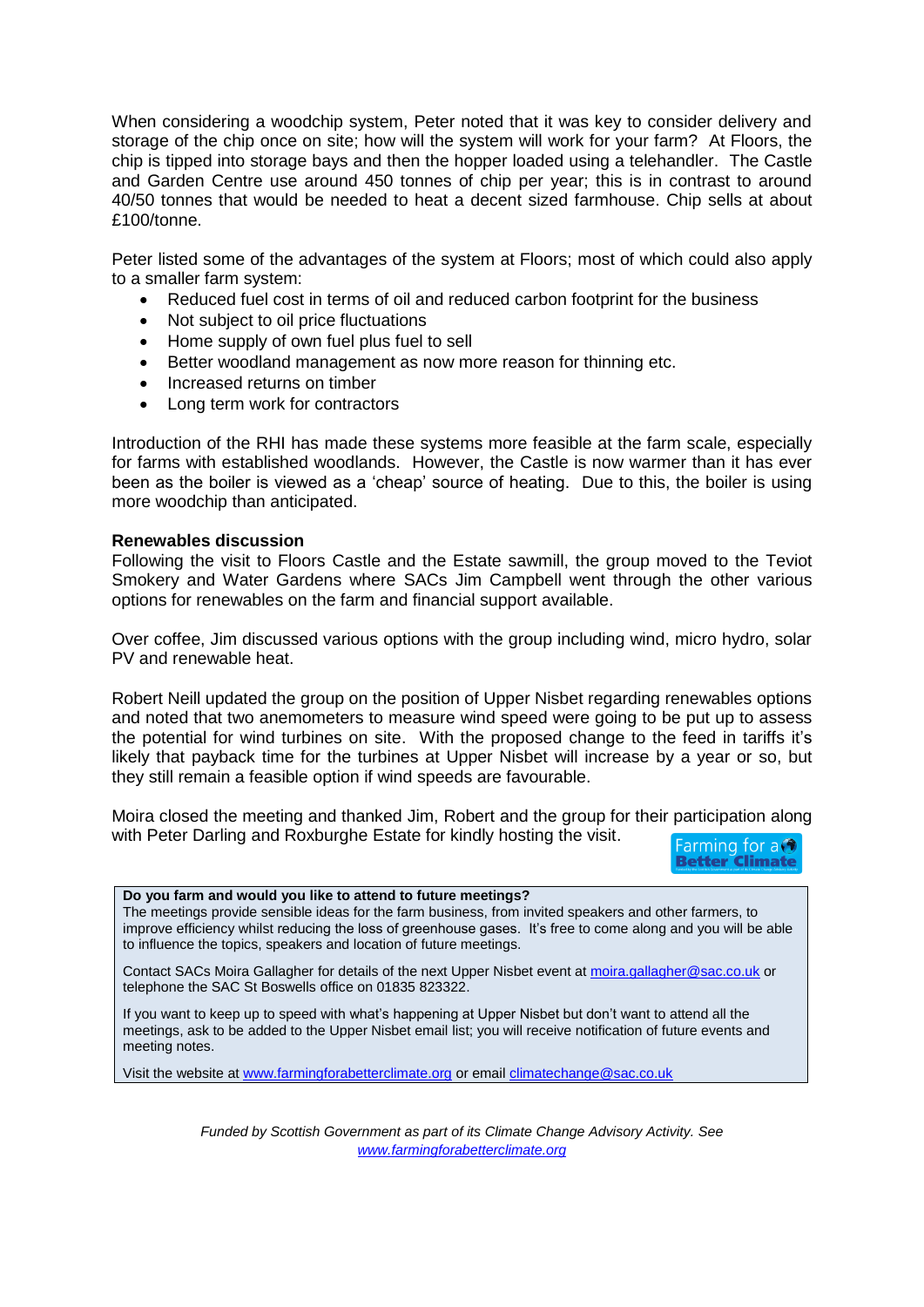When considering a woodchip system, Peter noted that it was key to consider delivery and storage of the chip once on site; how will the system will work for your farm? At Floors, the chip is tipped into storage bays and then the hopper loaded using a telehandler. The Castle and Garden Centre use around 450 tonnes of chip per year; this is in contrast to around 40/50 tonnes that would be needed to heat a decent sized farmhouse. Chip sells at about £100/tonne.

Peter listed some of the advantages of the system at Floors; most of which could also apply to a smaller farm system:

- Reduced fuel cost in terms of oil and reduced carbon footprint for the business
- Not subject to oil price fluctuations
- Home supply of own fuel plus fuel to sell
- Better woodland management as now more reason for thinning etc.
- Increased returns on timber
- Long term work for contractors

Introduction of the RHI has made these systems more feasible at the farm scale, especially for farms with established woodlands. However, the Castle is now warmer than it has ever been as the boiler is viewed as a 'cheap' source of heating. Due to this, the boiler is using more woodchip than anticipated.

**Renewables discussion**

Following the visit to Floors Castle and the Estate sawmill, the group moved to the Teviot Smokery and Water Gardens where SACs Jim Campbell went through the other various options for renewables on the farm and financial support available.

Over coffee, Jim discussed various options with the group including wind, micro hydro, solar PV and renewable heat.

Robert Neill updated the group on the position of Upper Nisbet regarding renewables options and noted that two anemometers to measure wind speed were going to be put up to assess the potential for wind turbines on site. With the proposed change to the feed in tariffs it's likely that payback time for the turbines at Upper Nisbet will increase by a year or so, but they still remain a feasible option if wind speeds are favourable.

Moira closed the meeting and thanked Jim, Robert and the group for their participation along with Peter Darling and Roxburghe Estate for kindly hosting the visit.

Farming for a Better Climate

**Do you farm and would you like to attend to future meetings?**

The meetings provide sensible ideas for the farm business, from invited speakers and other farmers, to improve efficiency whilst reducing the loss of greenhouse gases. It's free to come along and you will be able to influence the topics, speakers and location of future meetings.

Contact SACs Moira Gallagher for details of the next Upper Nisbet event at moira.gallagher@sac.co.uk or telephone the SAC St Boswells office on 01835 823322.

If you want to keep up to speed with what's happening at Upper Nisbet but don't want to attend all the meetings, ask to be added to the Upper Nisbet email list; you will receive notification of future events and meeting notes.

Visit the website at www.farmingforabetterclimate.org or email climatechange@sac.co.uk

*Funded by Scottish Government as part of its Climate Change Advisory Activity. See www.farmingforabetterclimate.org*